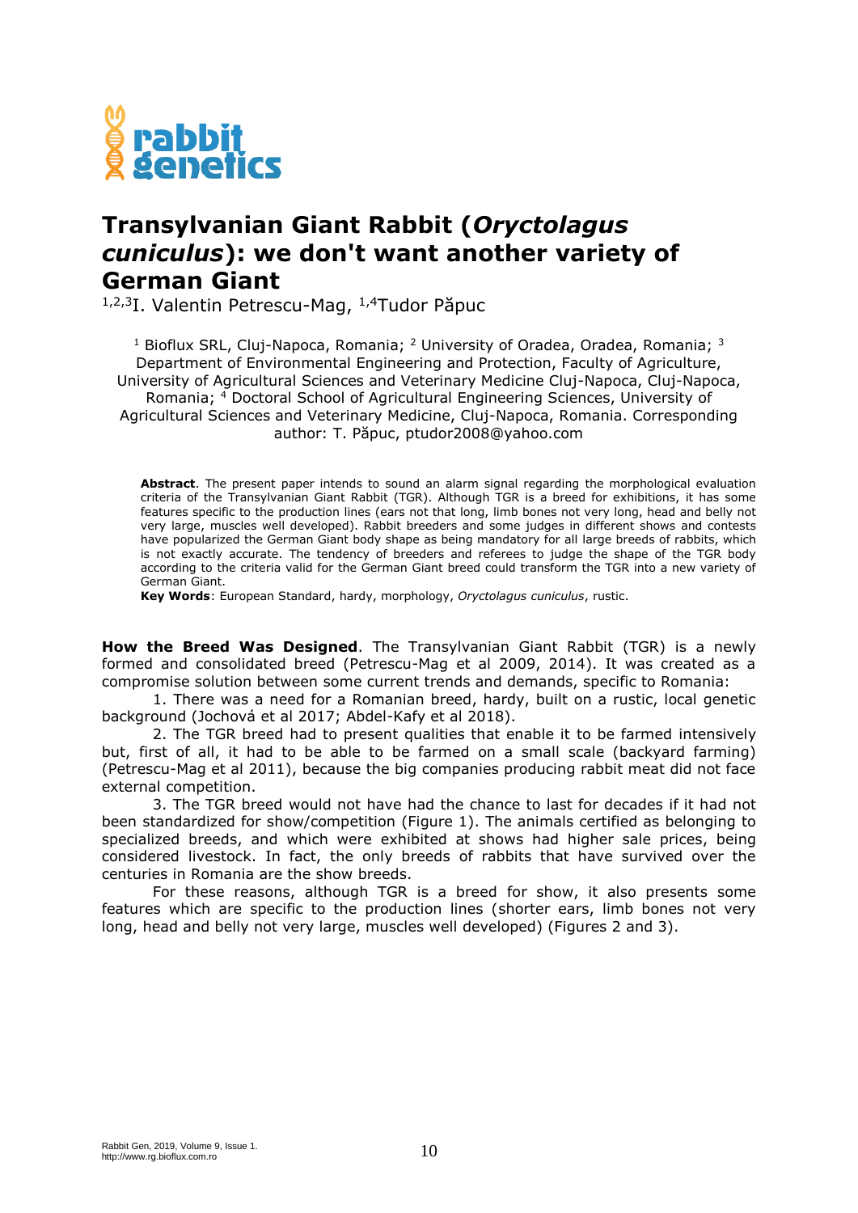# Transylvanian Giant Rabbit (*Oryctolagus cuniculus*): we don't want another variety of German Giant

[1,2,3]I. Valentin Petrescu-Mag, [1,4]Tudor Păpuc

[1] Bioflux SRL, Cluj-Napoca, Romania; [2] University of Oradea, Oradea, Romania; [3] Department of Environmental Engineering and Protection, Faculty of Agriculture, University of Agricultural Sciences and Veterinary Medicine Cluj-Napoca, Cluj-Napoca, Romania; [4] Doctoral School of Agricultural Engineering Sciences, University of Agricultural Sciences and Veterinary Medicine, Cluj-Napoca, Romania. Corresponding author: T. Păpuc, ptudor2008@yahoo.com

**Abstract**. The present paper intends to sound an alarm signal regarding the morphological evaluation criteria of the Transylvanian Giant Rabbit (TGR). Although TGR is a breed for exhibitions, it has some features specific to the production lines (ears not that long, limb bones not very long, head and belly not very large, muscles well developed). Rabbit breeders and some judges in different shows and contests have popularized the German Giant body shape as being mandatory for all large breeds of rabbits, which is not exactly accurate. The tendency of breeders and referees to judge the shape of the TGR body according to the criteria valid for the German Giant breed could transform the TGR into a new variety of German Giant.

**Key Words**: European Standard, hardy, morphology, *Oryctolagus cuniculus*, rustic.

**How the Breed Was Designed**. The Transylvanian Giant Rabbit (TGR) is a newly formed and consolidated breed (Petrescu-Mag et al 2009, 2014). It was created as a compromise solution between some current trends and demands, specific to Romania:

1. There was a need for a Romanian breed, hardy, built on a rustic, local genetic background (Jochová et al 2017; Abdel-Kafy et al 2018).

2. The TGR breed had to present qualities that enable it to be farmed intensively but, first of all, it had to be able to be farmed on a small scale (backyard farming) (Petrescu-Mag et al 2011), because the big companies producing rabbit meat did not face external competition.

3. The TGR breed would not have had the chance to last for decades if it had not been standardized for show/competition (Figure 1). The animals certified as belonging to specialized breeds, and which were exhibited at shows had higher sale prices, being considered livestock. In fact, the only breeds of rabbits that have survived over the centuries in Romania are the show breeds.

For these reasons, although TGR is a breed for show, it also presents some features which are specific to the production lines (shorter ears, limb bones not very long, head and belly not very large, muscles well developed) (Figures 2 and 3).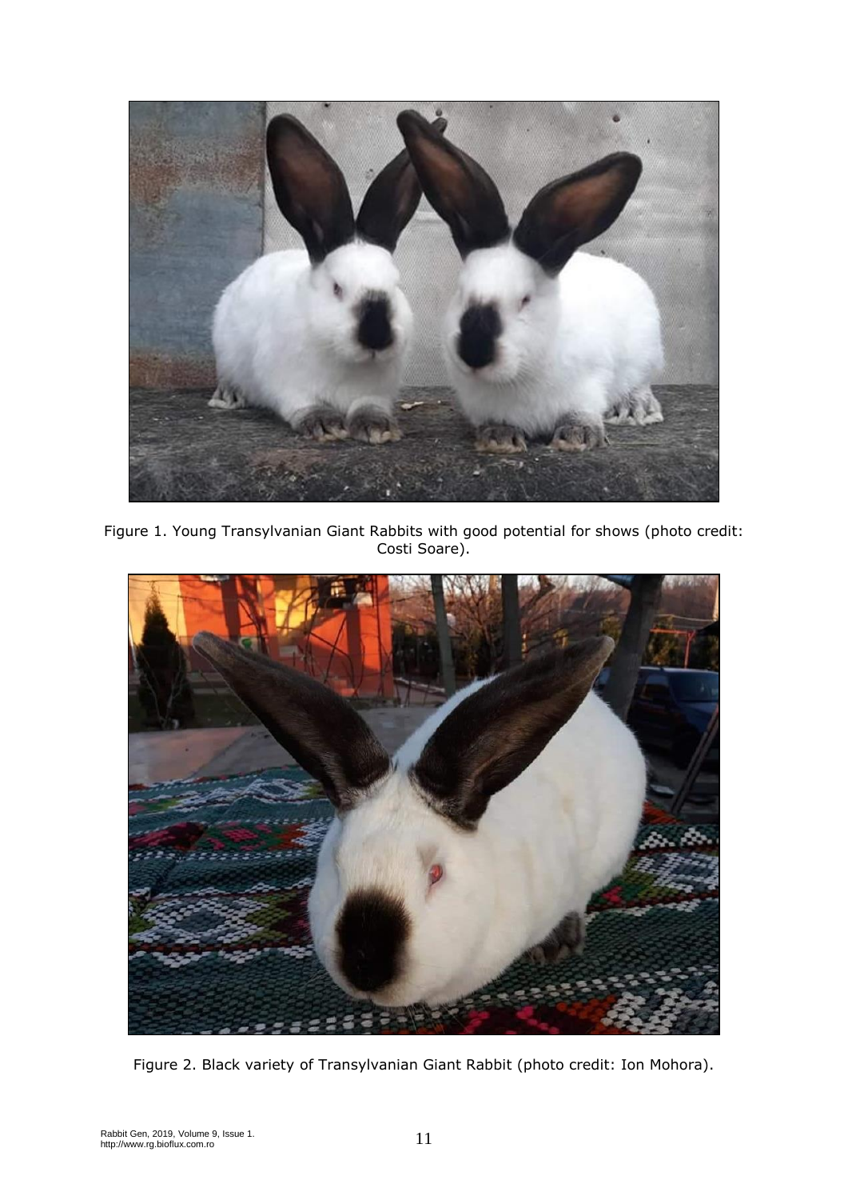Figure 1. Young Transylvanian Giant Rabbits with good potential for shows (photo credit: Costi Soare).

Figure 2. Black variety of Transylvanian Giant Rabbit (photo credit: Ion Mohora).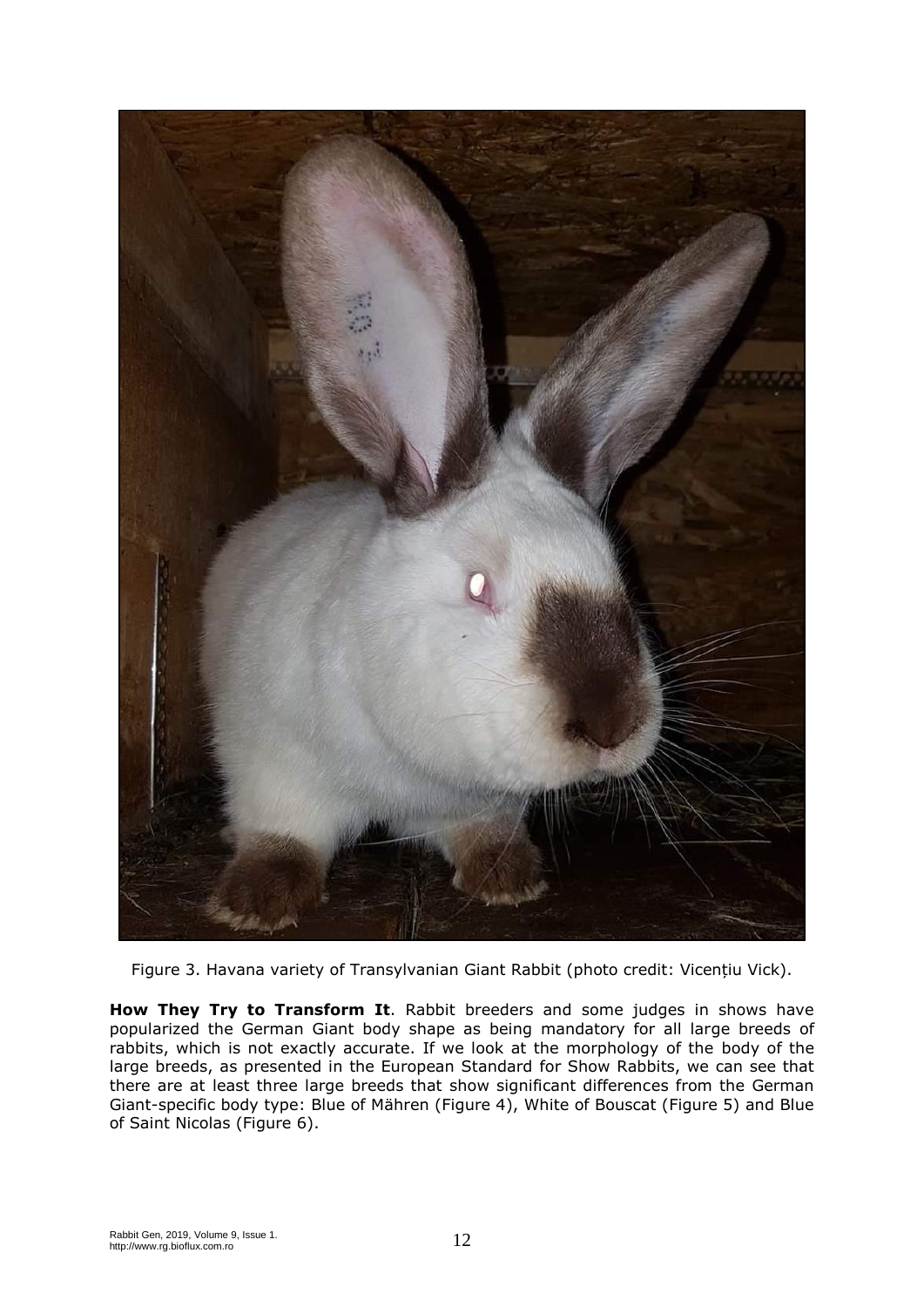Figure 3. Havana variety of Transylvanian Giant Rabbit (photo credit: Vicențiu Vick).

**How They Try to Transform It**. Rabbit breeders and some judges in shows have popularized the German Giant body shape as being mandatory for all large breeds of rabbits, which is not exactly accurate. If we look at the morphology of the body of the large breeds, as presented in the European Standard for Show Rabbits, we can see that there are at least three large breeds that show significant differences from the German Giant-specific body type: Blue of Mähren (Figure 4), White of Bouscat (Figure 5) and Blue of Saint Nicolas (Figure 6).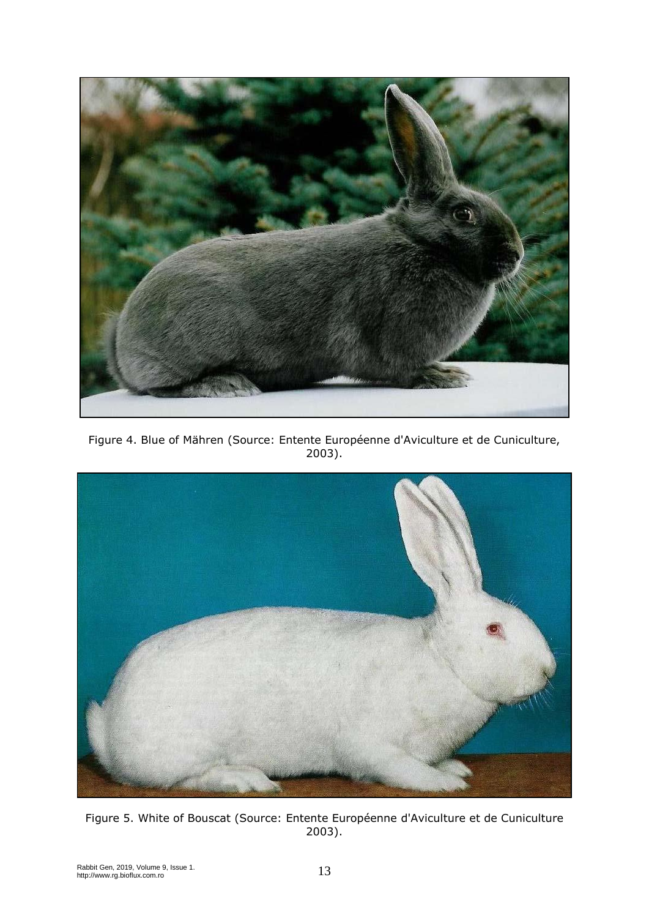Figure 4. Blue of Mähren (Source: Entente Européenne d'Aviculture et de Cuniculture, 2003).

Figure 5. White of Bouscat (Source: Entente Européenne d'Aviculture et de Cuniculture 2003).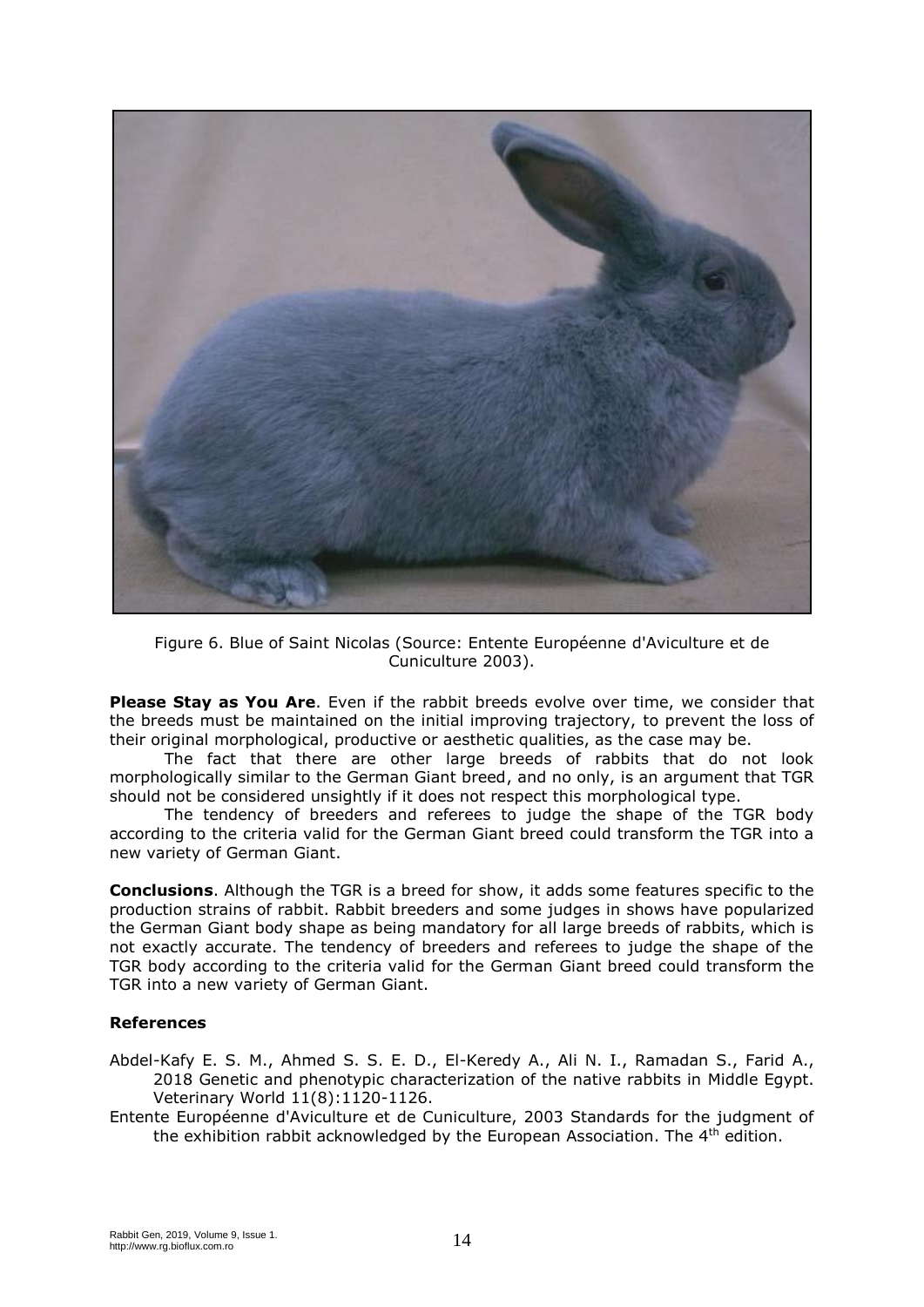Figure 6. Blue of Saint Nicolas (Source: Entente Européenne d'Aviculture et de Cuniculture 2003).

**Please Stay as You Are**. Even if the rabbit breeds evolve over time, we consider that the breeds must be maintained on the initial improving trajectory, to prevent the loss of their original morphological, productive or aesthetic qualities, as the case may be.

The fact that there are other large breeds of rabbits that do not look morphologically similar to the German Giant breed, and no only, is an argument that TGR should not be considered unsightly if it does not respect this morphological type.

The tendency of breeders and referees to judge the shape of the TGR body according to the criteria valid for the German Giant breed could transform the TGR into a new variety of German Giant.

**Conclusions**. Although the TGR is a breed for show, it adds some features specific to the production strains of rabbit. Rabbit breeders and some judges in shows have popularized the German Giant body shape as being mandatory for all large breeds of rabbits, which is not exactly accurate. The tendency of breeders and referees to judge the shape of the TGR body according to the criteria valid for the German Giant breed could transform the TGR into a new variety of German Giant.

### References

Abdel-Kafy E. S. M., Ahmed S. S. E. D., El-Keredy A., Ali N. I., Ramadan S., Farid A., 2018 Genetic and phenotypic characterization of the native rabbits in Middle Egypt. Veterinary World 11(8):1120-1126.

Entente Européenne d'Aviculture et de Cuniculture, 2003 Standards for the judgment of the exhibition rabbit acknowledged by the European Association. The 4th edition.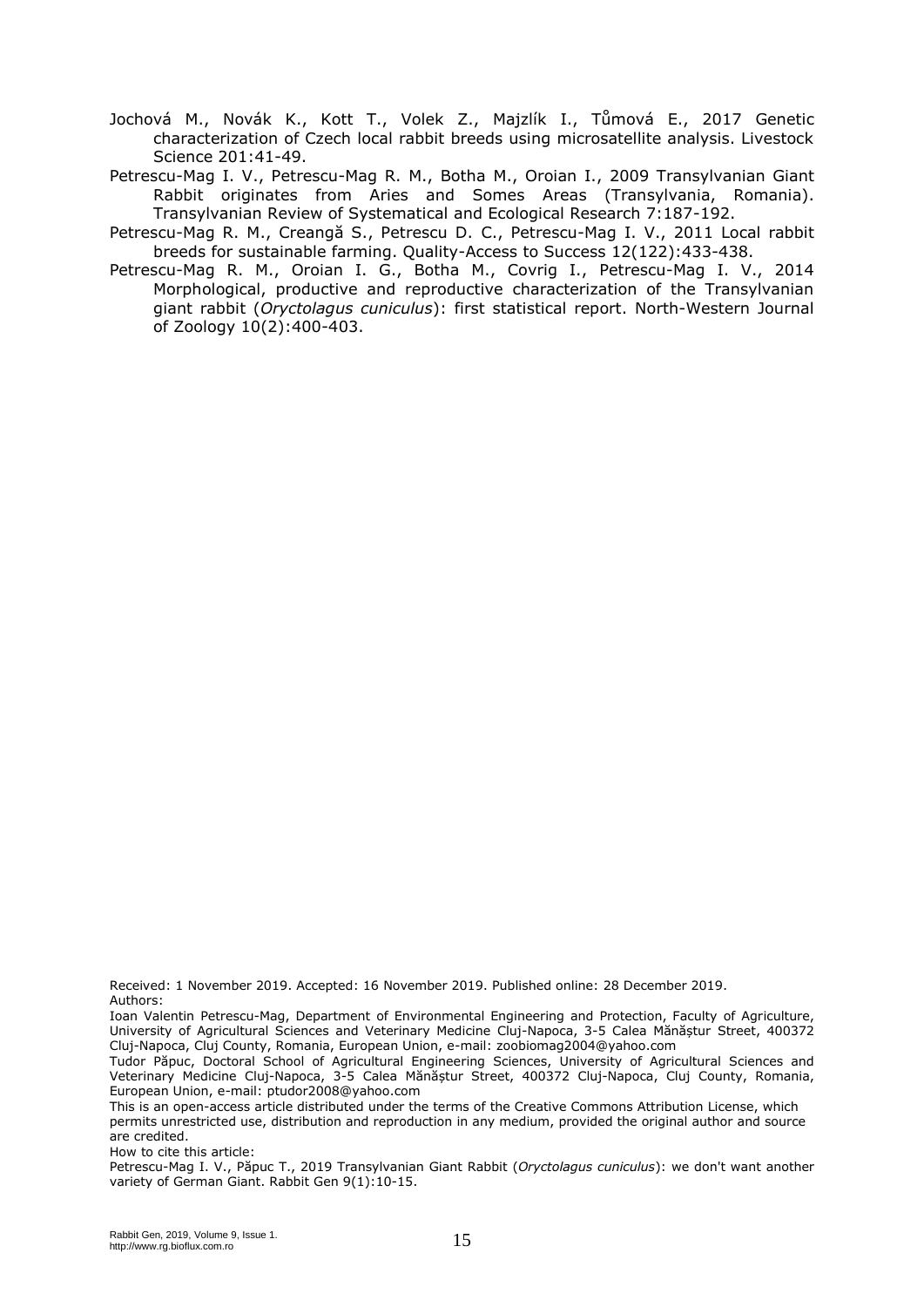Jochová M., Novák K., Kott T., Volek Z., Majzlík I., Tůmová E., 2017 Genetic characterization of Czech local rabbit breeds using microsatellite analysis. Livestock Science 201:41-49.

Petrescu-Mag I. V., Petrescu-Mag R. M., Botha M., Oroian I., 2009 Transylvanian Giant Rabbit originates from Aries and Somes Areas (Transylvania, Romania). Transylvanian Review of Systematical and Ecological Research 7:187-192.

Petrescu-Mag R. M., Creangă S., Petrescu D. C., Petrescu-Mag I. V., 2011 Local rabbit breeds for sustainable farming. Quality-Access to Success 12(122):433-438.

Petrescu-Mag R. M., Oroian I. G., Botha M., Covrig I., Petrescu-Mag I. V., 2014 Morphological, productive and reproductive characterization of the Transylvanian giant rabbit (*Oryctolagus cuniculus*): first statistical report. North-Western Journal of Zoology 10(2):400-403.

Received: 1 November 2019. Accepted: 16 November 2019. Published online: 28 December 2019.

Authors:

Ioan Valentin Petrescu-Mag, Department of Environmental Engineering and Protection, Faculty of Agriculture, University of Agricultural Sciences and Veterinary Medicine Cluj-Napoca, 3-5 Calea Mănăștur Street, 400372 Cluj-Napoca, Cluj County, Romania, European Union, e-mail: zoobiomag2004@yahoo.com

Tudor Păpuc, Doctoral School of Agricultural Engineering Sciences, University of Agricultural Sciences and Veterinary Medicine Cluj-Napoca, 3-5 Calea Mănăștur Street, 400372 Cluj-Napoca, Cluj County, Romania, European Union, e-mail: ptudor2008@yahoo.com

This is an open-access article distributed under the terms of the Creative Commons Attribution License, which permits unrestricted use, distribution and reproduction in any medium, provided the original author and source are credited.

How to cite this article:

Petrescu-Mag I. V., Păpuc T., 2019 Transylvanian Giant Rabbit (*Oryctolagus cuniculus*): we don't want another variety of German Giant. Rabbit Gen 9(1):10-15.